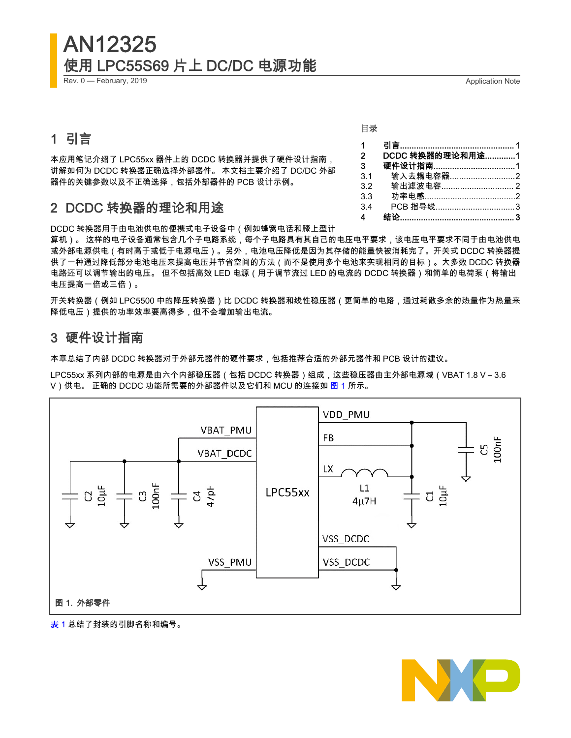# AN12325

## 使用 LPC55S69 片上 DC/DC 电源功能

Rev. 0 — February, 2019 Application Note

目录

| | | |
|---|---|---|
| 1 | **引言** | 1 |
| 2 | **DCDC 转换器的理论和用途** | 1 |
| 3 | **硬件设计指南** | 1 |
| 3.1 | 输入去耦电容器 | 2 |
| 3.2 | 输出滤波电容 | 2 |
| 3.3 | 功率电感 | 2 |
| 3.4 | PCB 指导线 | 3 |
| 4 | **结论** | 3 |

## 1 引言

本应用笔记介绍了 LPC55xx 器件上的 DCDC 转换器并提供了硬件设计指南，讲解如何为 DCDC 转换器正确选择外部器件。本文档主要介绍了 DC/DC 外部器件的关键参数以及不正确选择，包括外部器件的 PCB 设计示例。

## 2 DCDC 转换器的理论和用途

DCDC 转换器用于由电池供电的便携式电子设备中（例如蜂窝电话和膝上型计算机）。这样的电子设备通常包含几个子电路系统，每个子电路具有其自己的电压电平要求，该电压电平要求不同于由电池供电或外部电源供电（有时高于或低于电源电压）。另外，电池电压降低是因为其存储的能量快被消耗完了。开关式 DCDC 转换器提供了一种通过降低部分电池电压来提高电压并节省空间的方法（而不是使用多个电池来实现相同的目标）。大多数 DCDC 转换器电路还可以调节输出的电压。但不包括高效 LED 电源（用于调节流过 LED 的电流的 DCDC 转换器）和简单的电荷泵（将输出电压提高一倍或三倍）。

开关转换器（例如 LPC5500 中的降压转换器）比 DCDC 转换器和线性稳压器（更简单的电路，通过耗散多余的热量作为热量来降低电压）提供的功率效率要高得多，但不会增加输出电流。

## 3 硬件设计指南

本章总结了内部 DCDC 转换器对于外部元器件的硬件要求，包括推荐合适的外部元器件和 PCB 设计的建议。

LPC55xx 系列内部的电源是由六个内部稳压器（包括 DCDC 转换器）组成，这些稳压器由主外部电源域（VBAT 1.8 V – 3.6 V）供电。正确的 DCDC 功能所需要的外部器件以及它们和 MCU 的连接如 图 1 所示。

图 1. 外部零件

表 1 总结了封装的引脚名称和编号。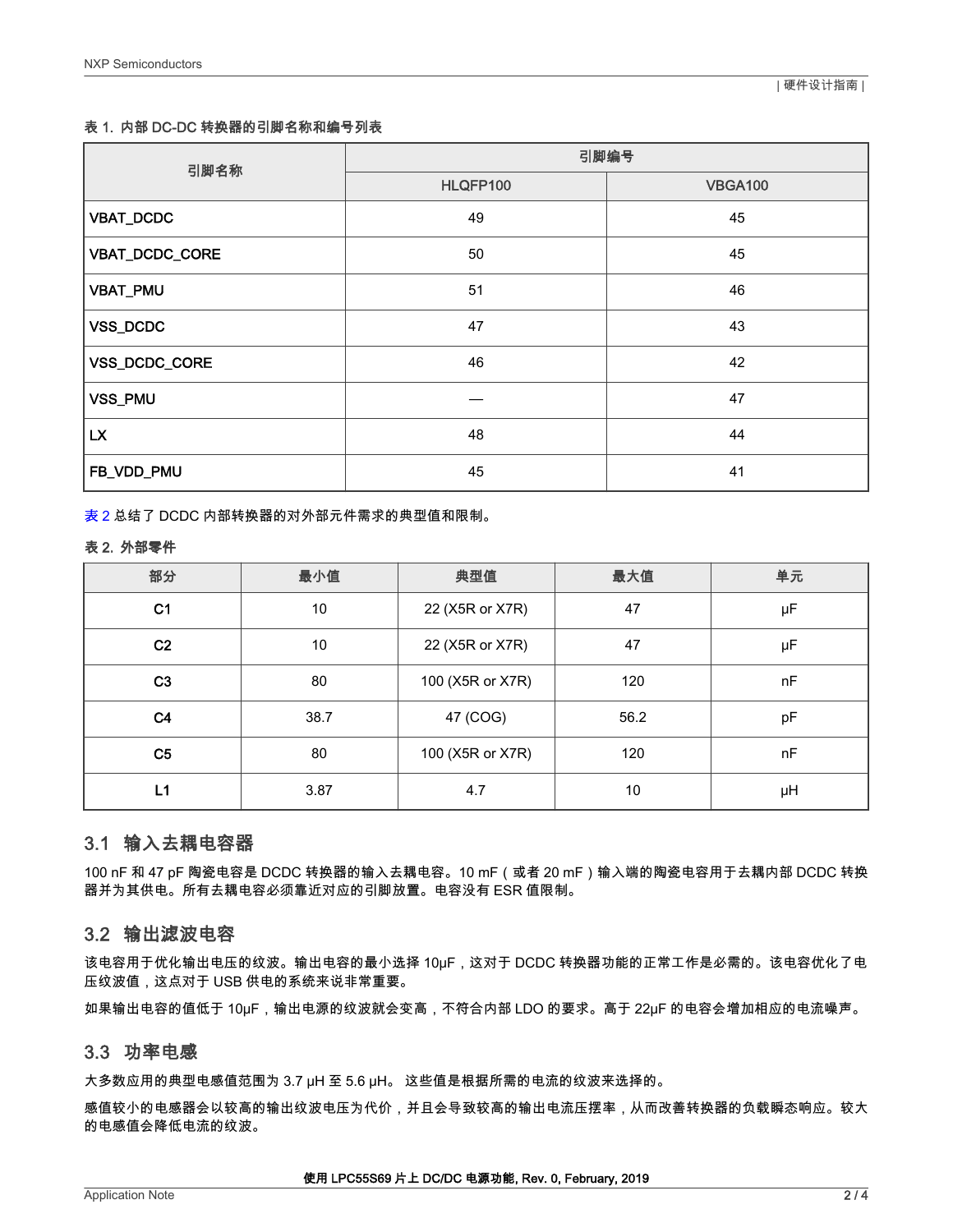表 1. 内部 DC-DC 转换器的引脚名称和编号列表

| 引脚名称 | 引脚编号 | |
|---|---|---|
| | HLQFP100 | VBGA100 |
| VBAT_DCDC | 49 | 45 |
| VBAT_DCDC_CORE | 50 | 45 |
| VBAT_PMU | 51 | 46 |
| VSS_DCDC | 47 | 43 |
| VSS_DCDC_CORE | 46 | 42 |
| VSS_PMU | — | 47 |
| LX | 48 | 44 |
| FB_VDD_PMU | 45 | 41 |

表 2 总结了 DCDC 内部转换器的对外部元件需求的典型值和限制。

表 2. 外部零件

| 部分 | 最小值 | 典型值 | 最大值 | 单元 |
|---|---|---|---|---|
| C1 | 10 | 22 (X5R or X7R) | 47 | μF |
| C2 | 10 | 22 (X5R or X7R) | 47 | μF |
| C3 | 80 | 100 (X5R or X7R) | 120 | nF |
| C4 | 38.7 | 47 (COG) | 56.2 | pF |
| C5 | 80 | 100 (X5R or X7R) | 120 | nF |
| L1 | 3.87 | 4.7 | 10 | μH |

## 3.1 输入去耦电容器

100 nF 和 47 pF 陶瓷电容是 DCDC 转换器的输入去耦电容。10 mF（或者 20 mF）输入端的陶瓷电容用于去耦内部 DCDC 转换器并为其供电。所有去耦电容必须靠近对应的引脚放置。电容没有 ESR 值限制。

## 3.2 输出滤波电容

该电容用于优化输出电压的纹波。输出电容的最小选择 10μF，这对于 DCDC 转换器功能的正常工作是必需的。该电容优化了电压纹波值，这点对于 USB 供电的系统来说非常重要。

如果输出电容的值低于 10μF，输出电源的纹波就会变高，不符合内部 LDO 的要求。高于 22μF 的电容会增加相应的电流噪声。

## 3.3 功率电感

大多数应用的典型电感值范围为 3.7 μH 至 5.6 μH。 这些值是根据所需的电流的纹波来选择的。

感值较小的电感器会以较高的输出纹波电压为代价，并且会导致较高的输出电流压摆率，从而改善转换器的负载瞬态响应。较大的电感值会降低电流的纹波。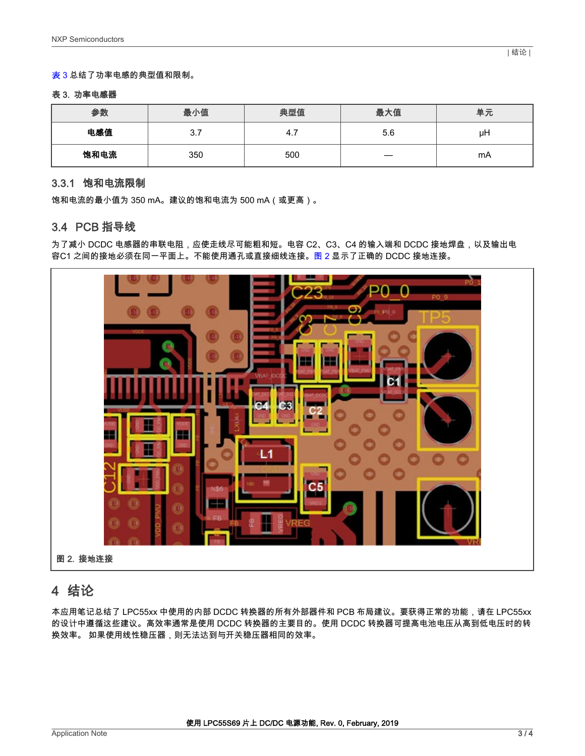表 3 总结了功率电感的典型值和限制。

表 3. 功率电感器

| 参数 | 最小值 | 典型值 | 最大值 | 单元 |
| --- | --- | --- | --- | --- |
| 电感值 | 3.7 | 4.7 | 5.6 | μH |
| 饱和电流 | 350 | 500 | — | mA |

### 3.3.1 饱和电流限制

饱和电流的最小值为 350 mA。建议的饱和电流为 500 mA（或更高）。

## 3.4 PCB 指导线

为了减小 DCDC 电感器的串联电阻，应使走线尽可能粗和短。电容 C2、C3、C4 的输入端和 DCDC 接地焊盘，以及输出电容C1 之间的接地必须在同一平面上。不能使用通孔或直接细线连接。图 2 显示了正确的 DCDC 接地连接。

图 2. 接地连接

# 4 结论

本应用笔记总结了 LPC55xx 中使用的内部 DCDC 转换器的所有外部器件和 PCB 布局建议。要获得正常的功能，请在 LPC55xx 的设计中遵循这些建议。高效率通常是使用 DCDC 转换器的主要目的。使用 DCDC 转换器可提高电池电压从高到低电压时的转换效率。 如果使用线性稳压器，则无法达到与开关稳压器相同的效率。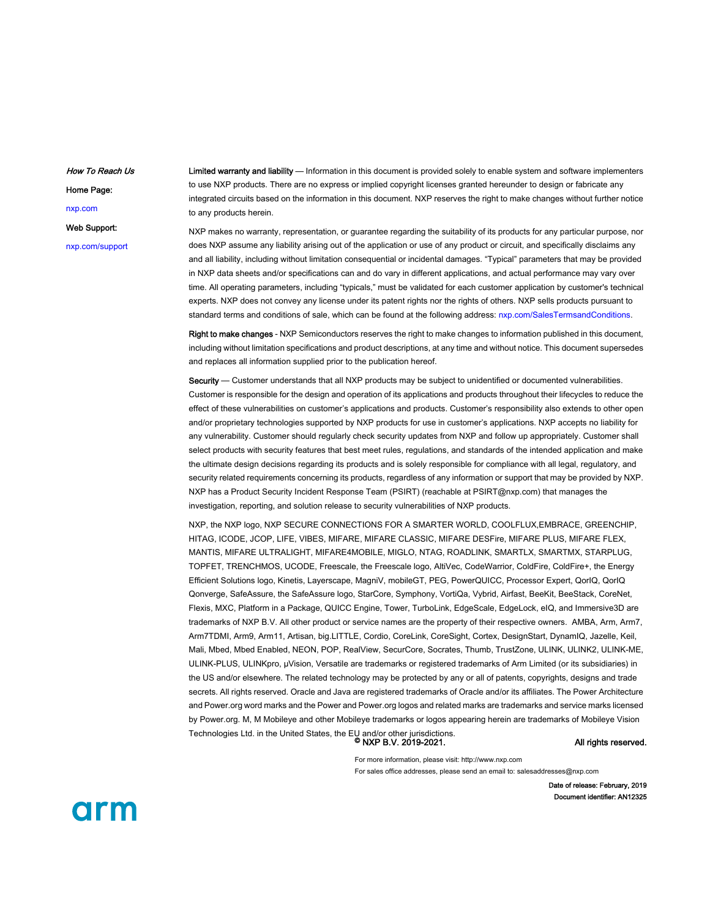*How To Reach Us*

**Home Page:**

nxp.com

**Web Support:**

nxp.com/support

**Limited warranty and liability** — Information in this document is provided solely to enable system and software implementers to use NXP products. There are no express or implied copyright licenses granted hereunder to design or fabricate any integrated circuits based on the information in this document. NXP reserves the right to make changes without further notice to any products herein.

NXP makes no warranty, representation, or guarantee regarding the suitability of its products for any particular purpose, nor does NXP assume any liability arising out of the application or use of any product or circuit, and specifically disclaims any and all liability, including without limitation consequential or incidental damages. "Typical" parameters that may be provided in NXP data sheets and/or specifications can and do vary in different applications, and actual performance may vary over time. All operating parameters, including "typicals," must be validated for each customer application by customer's technical experts. NXP does not convey any license under its patent rights nor the rights of others. NXP sells products pursuant to standard terms and conditions of sale, which can be found at the following address: nxp.com/SalesTermsandConditions.

**Right to make changes** - NXP Semiconductors reserves the right to make changes to information published in this document, including without limitation specifications and product descriptions, at any time and without notice. This document supersedes and replaces all information supplied prior to the publication hereof.

**Security** — Customer understands that all NXP products may be subject to unidentified or documented vulnerabilities. Customer is responsible for the design and operation of its applications and products throughout their lifecycles to reduce the effect of these vulnerabilities on customer's applications and products. Customer's responsibility also extends to other open and/or proprietary technologies supported by NXP products for use in customer's applications. NXP accepts no liability for any vulnerability. Customer should regularly check security updates from NXP and follow up appropriately. Customer shall select products with security features that best meet rules, regulations, and standards of the intended application and make the ultimate design decisions regarding its products and is solely responsible for compliance with all legal, regulatory, and security related requirements concerning its products, regardless of any information or support that may be provided by NXP. NXP has a Product Security Incident Response Team (PSIRT) (reachable at PSIRT@nxp.com) that manages the investigation, reporting, and solution release to security vulnerabilities of NXP products.

NXP, the NXP logo, NXP SECURE CONNECTIONS FOR A SMARTER WORLD, COOLFLUX,EMBRACE, GREENCHIP, HITAG, ICODE, JCOP, LIFE, VIBES, MIFARE, MIFARE CLASSIC, MIFARE DESFire, MIFARE PLUS, MIFARE FLEX, MANTIS, MIFARE ULTRALIGHT, MIFARE4MOBILE, MIGLO, NTAG, ROADLINK, SMARTLX, SMARTMX, STARPLUG, TOPFET, TRENCHMOS, UCODE, Freescale, the Freescale logo, AltiVec, CodeWarrior, ColdFire, ColdFire+, the Energy Efficient Solutions logo, Kinetis, Layerscape, MagniV, mobileGT, PEG, PowerQUICC, Processor Expert, QorIQ, QorIQ Qonverge, SafeAssure, the SafeAssure logo, StarCore, Symphony, VortiQa, Vybrid, Airfast, BeeKit, BeeStack, CoreNet, Flexis, MXC, Platform in a Package, QUICC Engine, Tower, TurboLink, EdgeScale, EdgeLock, eIQ, and Immersive3D are trademarks of NXP B.V. All other product or service names are the property of their respective owners. AMBA, Arm, Arm7, Arm7TDMI, Arm9, Arm11, Artisan, big.LITTLE, Cordio, CoreLink, CoreSight, Cortex, DesignStart, DynamIQ, Jazelle, Keil, Mali, Mbed, Mbed Enabled, NEON, POP, RealView, SecurCore, Socrates, Thumb, TrustZone, ULINK, ULINK2, ULINK-ME, ULINK-PLUS, ULINKpro, μVision, Versatile are trademarks or registered trademarks of Arm Limited (or its subsidiaries) in the US and/or elsewhere. The related technology may be protected by any or all of patents, copyrights, designs and trade secrets. All rights reserved. Oracle and Java are registered trademarks of Oracle and/or its affiliates. The Power Architecture and Power.org word marks and the Power and Power.org logos and related marks are trademarks and service marks licensed by Power.org. M, M Mobileye and other Mobileye trademarks or logos appearing herein are trademarks of Mobileye Vision Technologies Ltd. in the United States, the EU and/or other jurisdictions.

© NXP B.V. 2019-2021. All rights reserved.

For more information, please visit: http://www.nxp.com

For sales office addresses, please send an email to: salesaddresses@nxp.com

Date of release: February, 2019

Document identifier: AN12325

arm